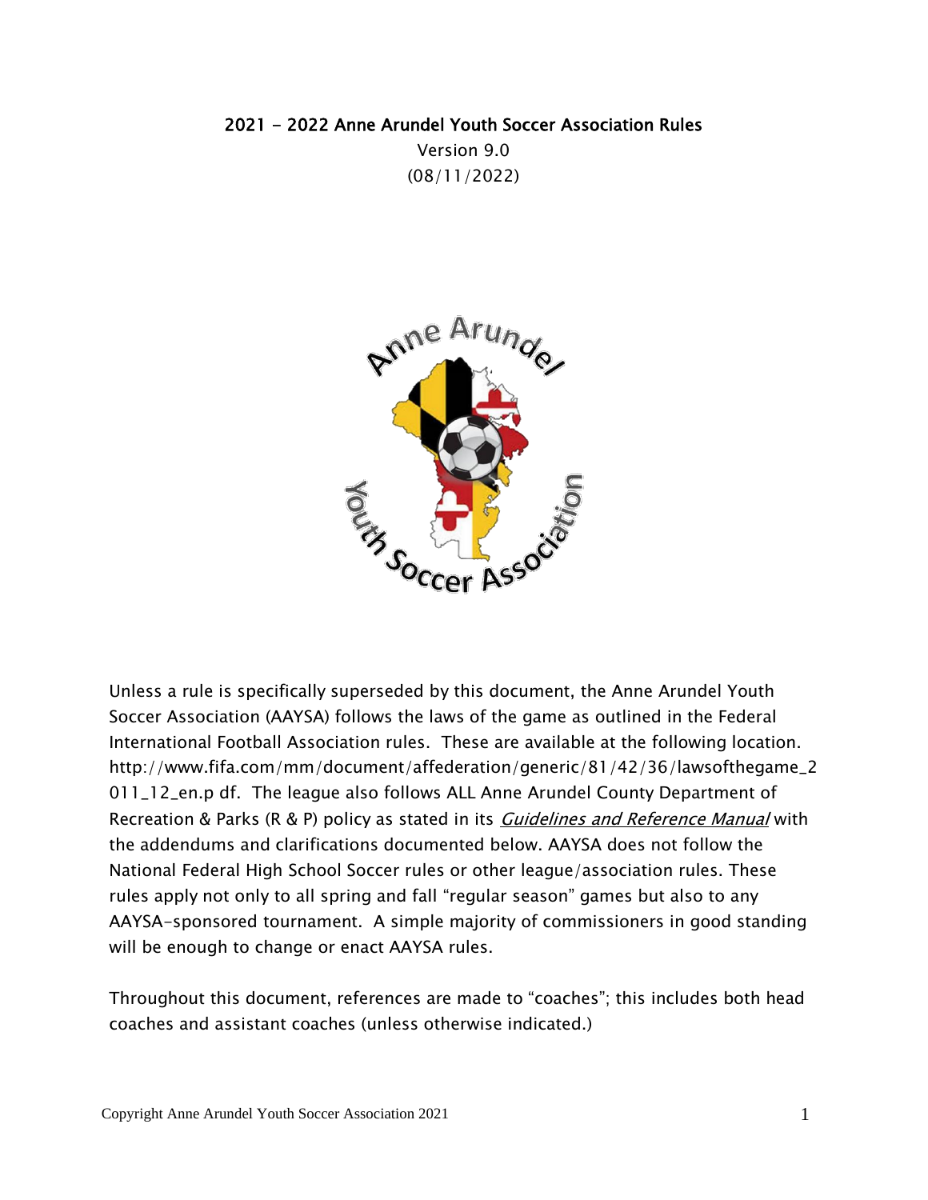# 2021 - 2022 Anne Arundel Youth Soccer Association Rules

Version 9.0

(08/11/2022)

Unless a rule is specifically superseded by this document, the Anne Arundel Youth Soccer Association (AAYSA) follows the laws of the game as outlined in the Federal International Football Association rules. These are available at the following location. http://www.fifa.com/mm/document/affederation/generic/81/42/36/lawsofthegame_2011_12_en.p df. The league also follows ALL Anne Arundel County Department of Recreation & Parks (R & P) policy as stated in its *Guidelines and Reference Manual* with the addendums and clarifications documented below. AAYSA does not follow the National Federal High School Soccer rules or other league/association rules. These rules apply not only to all spring and fall "regular season" games but also to any AAYSA-sponsored tournament. A simple majority of commissioners in good standing will be enough to change or enact AAYSA rules.

Throughout this document, references are made to "coaches"; this includes both head coaches and assistant coaches (unless otherwise indicated.)

Copyright Anne Arundel Youth Soccer Association 2021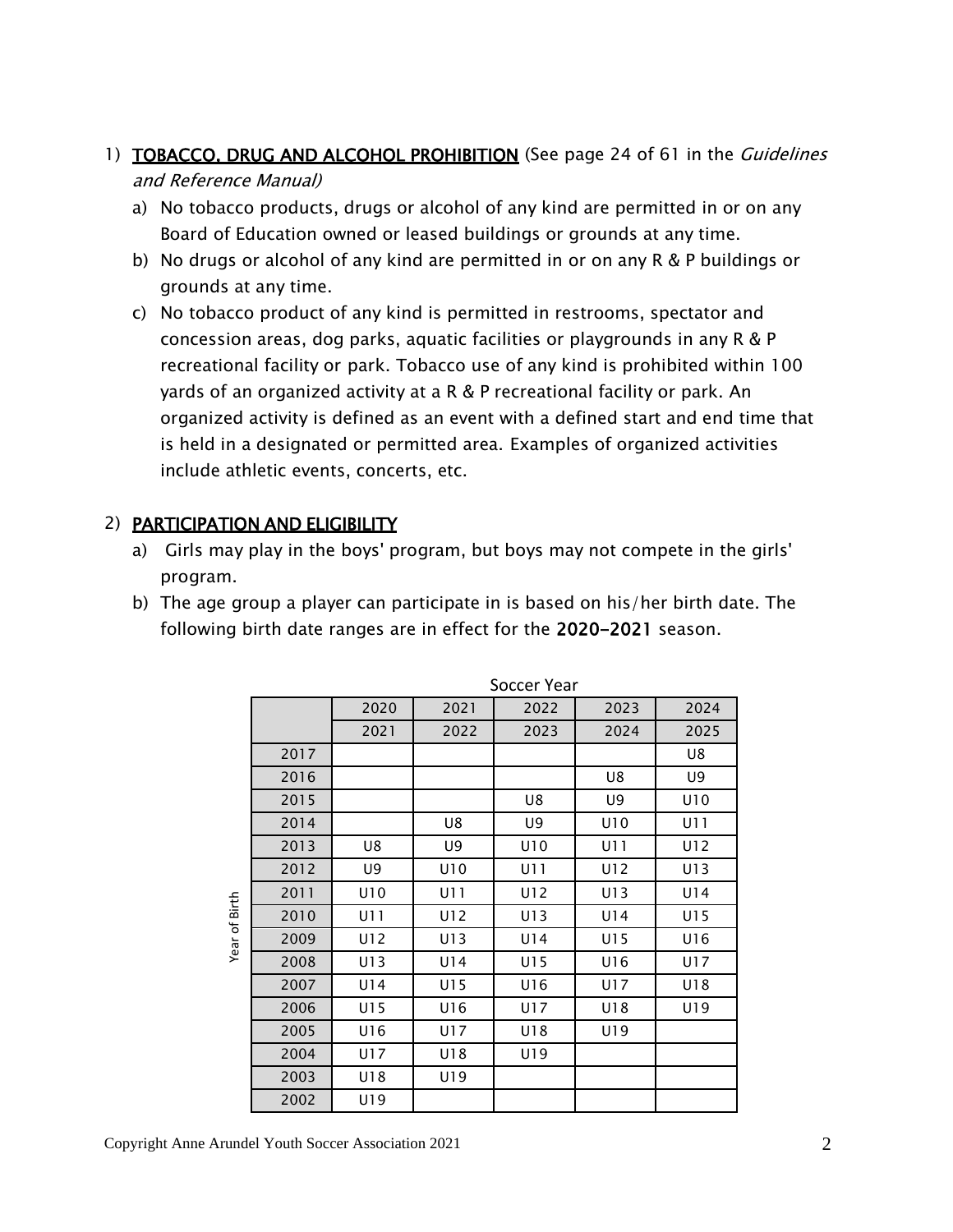1) **TOBACCO, DRUG AND ALCOHOL PROHIBITION** (See page 24 of 61 in the *Guidelines and Reference Manual)*

   a) No tobacco products, drugs or alcohol of any kind are permitted in or on any Board of Education owned or leased buildings or grounds at any time.

   b) No drugs or alcohol of any kind are permitted in or on any R & P buildings or grounds at any time.

   c) No tobacco product of any kind is permitted in restrooms, spectator and concession areas, dog parks, aquatic facilities or playgrounds in any R & P recreational facility or park. Tobacco use of any kind is prohibited within 100 yards of an organized activity at a R & P recreational facility or park. An organized activity is defined as an event with a defined start and end time that is held in a designated or permitted area. Examples of organized activities include athletic events, concerts, etc.

2) **PARTICIPATION AND ELIGIBILITY**

   a) Girls may play in the boys' program, but boys may not compete in the girls' program.

   b) The age group a player can participate in is based on his/her birth date. The following birth date ranges are in effect for the **2020-2021** season.

| Year of Birth | Soccer Year 2020 2021 | 2021 2022 | 2022 2023 | 2023 2024 | 2024 2025 |
|---|---|---|---|---|---|
| 2017 | | | | | U8 |
| 2016 | | | | U8 | U9 |
| 2015 | | | U8 | U9 | U10 |
| 2014 | | U8 | U9 | U10 | U11 |
| 2013 | U8 | U9 | U10 | U11 | U12 |
| 2012 | U9 | U10 | U11 | U12 | U13 |
| 2011 | U10 | U11 | U12 | U13 | U14 |
| 2010 | U11 | U12 | U13 | U14 | U15 |
| 2009 | U12 | U13 | U14 | U15 | U16 |
| 2008 | U13 | U14 | U15 | U16 | U17 |
| 2007 | U14 | U15 | U16 | U17 | U18 |
| 2006 | U15 | U16 | U17 | U18 | U19 |
| 2005 | U16 | U17 | U18 | U19 | |
| 2004 | U17 | U18 | U19 | | |
| 2003 | U18 | U19 | | | |
| 2002 | U19 | | | | |

Copyright Anne Arundel Youth Soccer Association 2021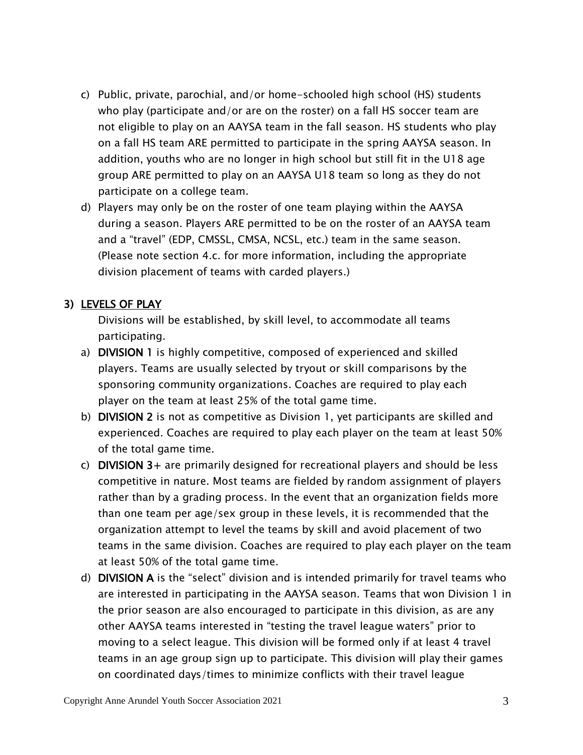c) Public, private, parochial, and/or home-schooled high school (HS) students who play (participate and/or are on the roster) on a fall HS soccer team are not eligible to play on an AAYSA team in the fall season. HS students who play on a fall HS team ARE permitted to participate in the spring AAYSA season. In addition, youths who are no longer in high school but still fit in the U18 age group ARE permitted to play on an AAYSA U18 team so long as they do not participate on a college team.

d) Players may only be on the roster of one team playing within the AAYSA during a season. Players ARE permitted to be on the roster of an AAYSA team and a "travel" (EDP, CMSSL, CMSA, NCSL, etc.) team in the same season. (Please note section 4.c. for more information, including the appropriate division placement of teams with carded players.)

## 3) LEVELS OF PLAY

Divisions will be established, by skill level, to accommodate all teams participating.

a) **DIVISION 1** is highly competitive, composed of experienced and skilled players. Teams are usually selected by tryout or skill comparisons by the sponsoring community organizations. Coaches are required to play each player on the team at least 25% of the total game time.

b) **DIVISION 2** is not as competitive as Division 1, yet participants are skilled and experienced. Coaches are required to play each player on the team at least 50% of the total game time.

c) **DIVISION 3+** are primarily designed for recreational players and should be less competitive in nature. Most teams are fielded by random assignment of players rather than by a grading process. In the event that an organization fields more than one team per age/sex group in these levels, it is recommended that the organization attempt to level the teams by skill and avoid placement of two teams in the same division. Coaches are required to play each player on the team at least 50% of the total game time.

d) **DIVISION A** is the "select" division and is intended primarily for travel teams who are interested in participating in the AAYSA season. Teams that won Division 1 in the prior season are also encouraged to participate in this division, as are any other AAYSA teams interested in "testing the travel league waters" prior to moving to a select league. This division will be formed only if at least 4 travel teams in an age group sign up to participate. This division will play their games on coordinated days/times to minimize conflicts with their travel league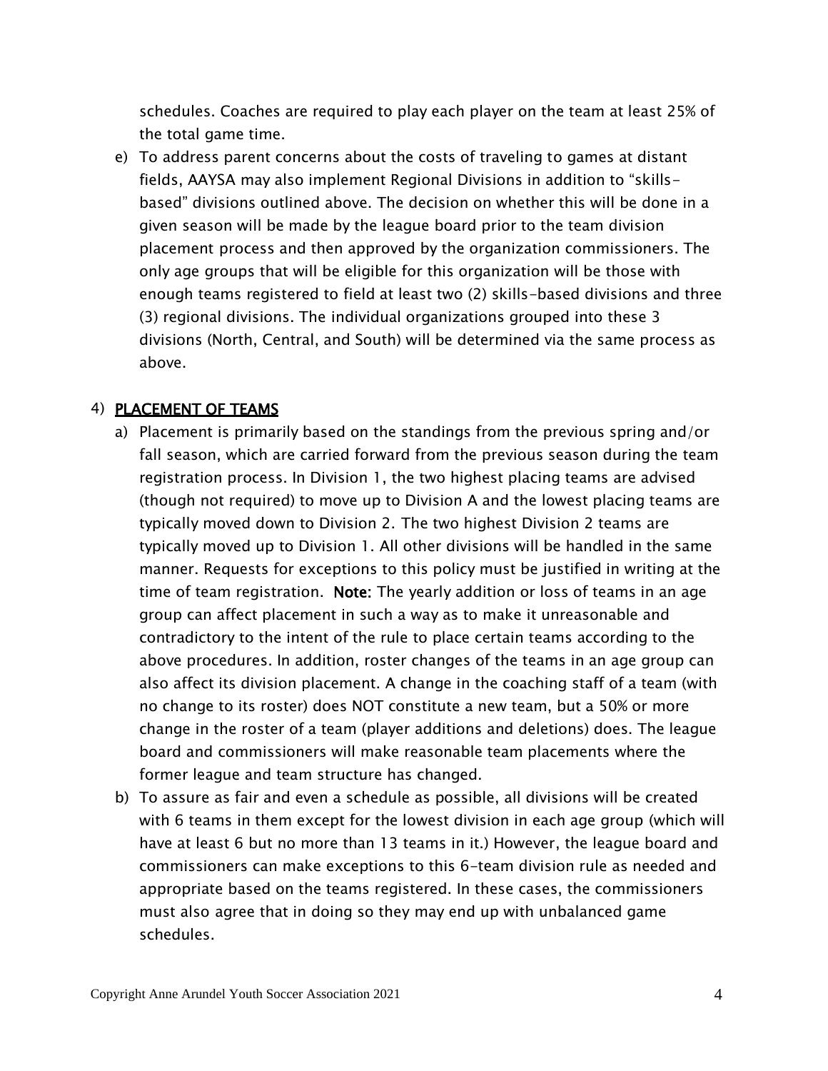schedules. Coaches are required to play each player on the team at least 25% of the total game time.

e) To address parent concerns about the costs of traveling to games at distant fields, AAYSA may also implement Regional Divisions in addition to "skills-based" divisions outlined above. The decision on whether this will be done in a given season will be made by the league board prior to the team division placement process and then approved by the organization commissioners. The only age groups that will be eligible for this organization will be those with enough teams registered to field at least two (2) skills-based divisions and three (3) regional divisions. The individual organizations grouped into these 3 divisions (North, Central, and South) will be determined via the same process as above.

## 4) PLACEMENT OF TEAMS

a) Placement is primarily based on the standings from the previous spring and/or fall season, which are carried forward from the previous season during the team registration process. In Division 1, the two highest placing teams are advised (though not required) to move up to Division A and the lowest placing teams are typically moved down to Division 2. The two highest Division 2 teams are typically moved up to Division 1. All other divisions will be handled in the same manner. Requests for exceptions to this policy must be justified in writing at the time of team registration. **Note:** The yearly addition or loss of teams in an age group can affect placement in such a way as to make it unreasonable and contradictory to the intent of the rule to place certain teams according to the above procedures. In addition, roster changes of the teams in an age group can also affect its division placement. A change in the coaching staff of a team (with no change to its roster) does NOT constitute a new team, but a 50% or more change in the roster of a team (player additions and deletions) does. The league board and commissioners will make reasonable team placements where the former league and team structure has changed.

b) To assure as fair and even a schedule as possible, all divisions will be created with 6 teams in them except for the lowest division in each age group (which will have at least 6 but no more than 13 teams in it.) However, the league board and commissioners can make exceptions to this 6-team division rule as needed and appropriate based on the teams registered. In these cases, the commissioners must also agree that in doing so they may end up with unbalanced game schedules.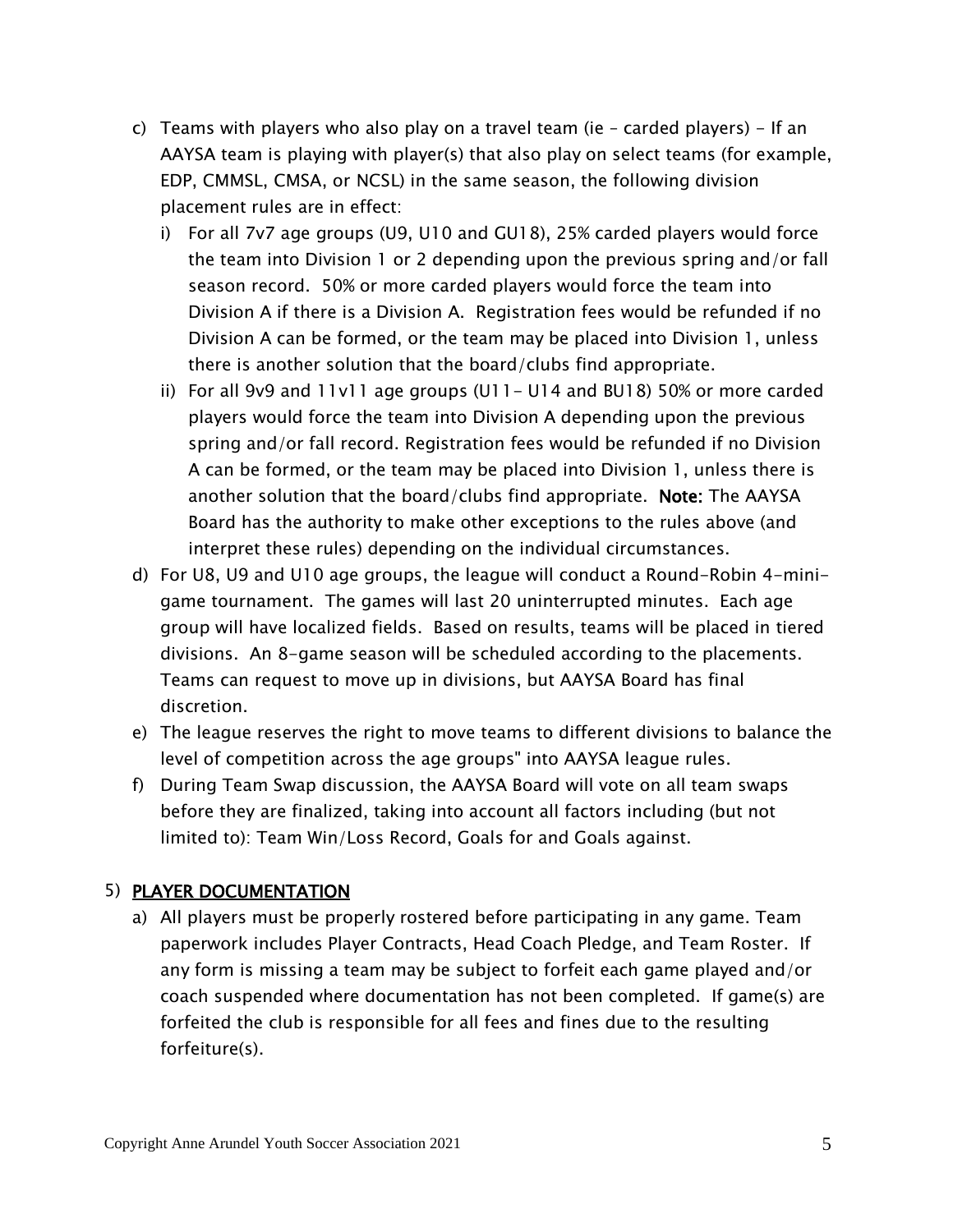c) Teams with players who also play on a travel team (ie – carded players) - If an AAYSA team is playing with player(s) that also play on select teams (for example, EDP, CMMSL, CMSA, or NCSL) in the same season, the following division placement rules are in effect:
   i) For all 7v7 age groups (U9, U10 and GU18), 25% carded players would force the team into Division 1 or 2 depending upon the previous spring and/or fall season record. 50% or more carded players would force the team into Division A if there is a Division A. Registration fees would be refunded if no Division A can be formed, or the team may be placed into Division 1, unless there is another solution that the board/clubs find appropriate.
   ii) For all 9v9 and 11v11 age groups (U11- U14 and BU18) 50% or more carded players would force the team into Division A depending upon the previous spring and/or fall record. Registration fees would be refunded if no Division A can be formed, or the team may be placed into Division 1, unless there is another solution that the board/clubs find appropriate. **Note:** The AAYSA Board has the authority to make other exceptions to the rules above (and interpret these rules) depending on the individual circumstances.

d) For U8, U9 and U10 age groups, the league will conduct a Round-Robin 4-mini-game tournament. The games will last 20 uninterrupted minutes. Each age group will have localized fields. Based on results, teams will be placed in tiered divisions. An 8-game season will be scheduled according to the placements. Teams can request to move up in divisions, but AAYSA Board has final discretion.

e) The league reserves the right to move teams to different divisions to balance the level of competition across the age groups" into AAYSA league rules.

f) During Team Swap discussion, the AAYSA Board will vote on all team swaps before they are finalized, taking into account all factors including (but not limited to): Team Win/Loss Record, Goals for and Goals against.

## 5) PLAYER DOCUMENTATION

a) All players must be properly rostered before participating in any game. Team paperwork includes Player Contracts, Head Coach Pledge, and Team Roster. If any form is missing a team may be subject to forfeit each game played and/or coach suspended where documentation has not been completed. If game(s) are forfeited the club is responsible for all fees and fines due to the resulting forfeiture(s).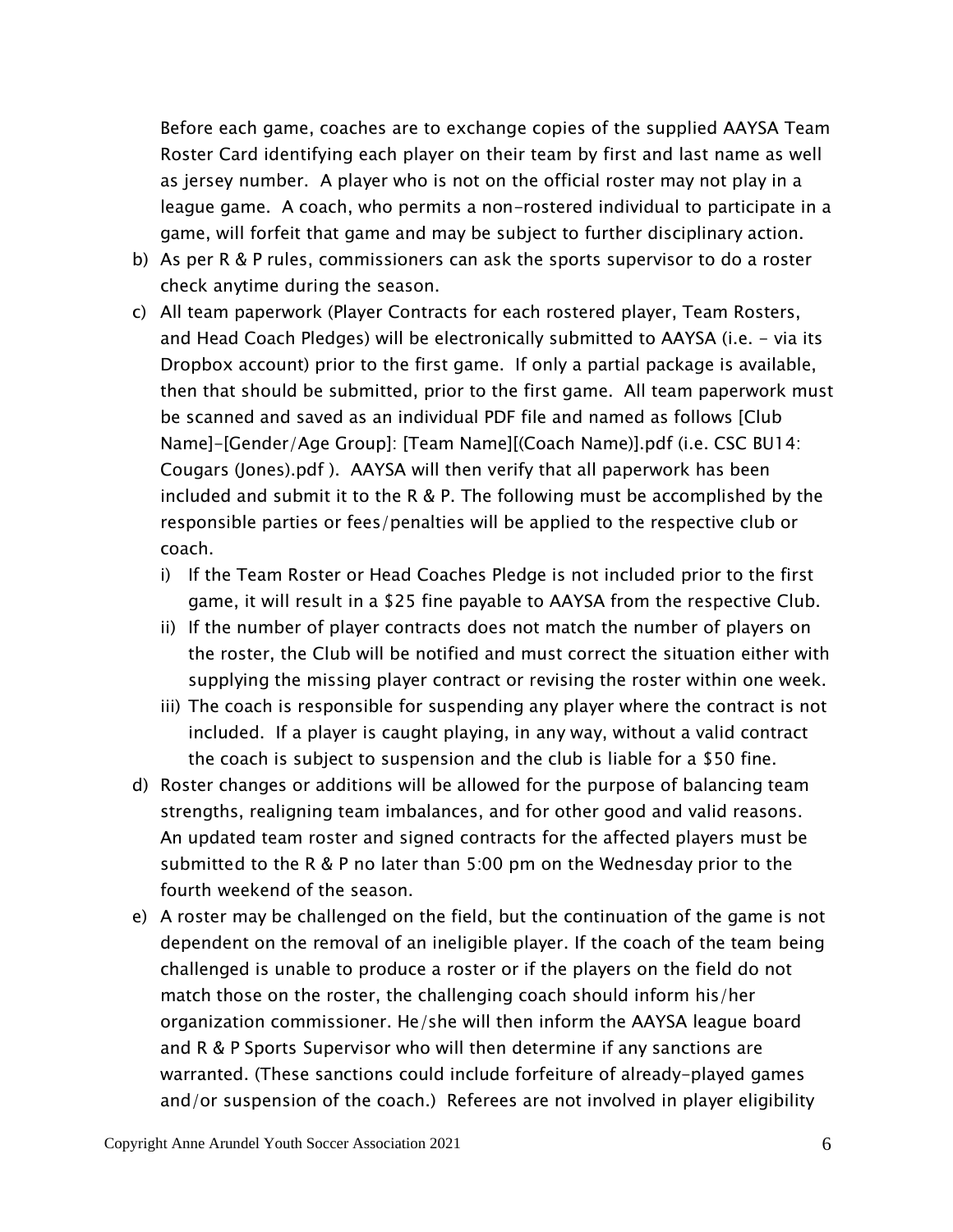Before each game, coaches are to exchange copies of the supplied AAYSA Team Roster Card identifying each player on their team by first and last name as well as jersey number. A player who is not on the official roster may not play in a league game. A coach, who permits a non-rostered individual to participate in a game, will forfeit that game and may be subject to further disciplinary action.

b) As per R & P rules, commissioners can ask the sports supervisor to do a roster check anytime during the season.

c) All team paperwork (Player Contracts for each rostered player, Team Rosters, and Head Coach Pledges) will be electronically submitted to AAYSA (i.e. - via its Dropbox account) prior to the first game. If only a partial package is available, then that should be submitted, prior to the first game. All team paperwork must be scanned and saved as an individual PDF file and named as follows [Club Name]-[Gender/Age Group]: [Team Name][(Coach Name)].pdf (i.e. CSC BU14: Cougars (Jones).pdf ). AAYSA will then verify that all paperwork has been included and submit it to the R & P. The following must be accomplished by the responsible parties or fees/penalties will be applied to the respective club or coach.

    i) If the Team Roster or Head Coaches Pledge is not included prior to the first game, it will result in a $25 fine payable to AAYSA from the respective Club.

    ii) If the number of player contracts does not match the number of players on the roster, the Club will be notified and must correct the situation either with supplying the missing player contract or revising the roster within one week.

    iii) The coach is responsible for suspending any player where the contract is not included. If a player is caught playing, in any way, without a valid contract the coach is subject to suspension and the club is liable for a $50 fine.

d) Roster changes or additions will be allowed for the purpose of balancing team strengths, realigning team imbalances, and for other good and valid reasons. An updated team roster and signed contracts for the affected players must be submitted to the R & P no later than 5:00 pm on the Wednesday prior to the fourth weekend of the season.

e) A roster may be challenged on the field, but the continuation of the game is not dependent on the removal of an ineligible player. If the coach of the team being challenged is unable to produce a roster or if the players on the field do not match those on the roster, the challenging coach should inform his/her organization commissioner. He/she will then inform the AAYSA league board and R & P Sports Supervisor who will then determine if any sanctions are warranted. (These sanctions could include forfeiture of already-played games and/or suspension of the coach.) Referees are not involved in player eligibility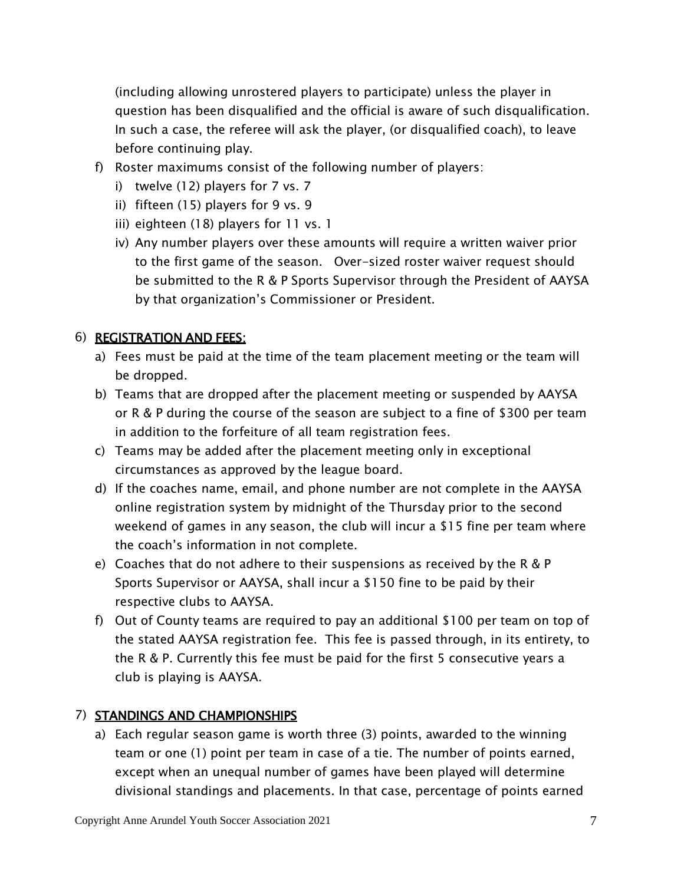(including allowing unrostered players to participate) unless the player in question has been disqualified and the official is aware of such disqualification. In such a case, the referee will ask the player, (or disqualified coach), to leave before continuing play.

f) Roster maximums consist of the following number of players:
   i) twelve (12) players for 7 vs. 7
   ii) fifteen (15) players for 9 vs. 9
   iii) eighteen (18) players for 11 vs. 1
   iv) Any number players over these amounts will require a written waiver prior to the first game of the season. Over-sized roster waiver request should be submitted to the R & P Sports Supervisor through the President of AAYSA by that organization's Commissioner or President.

6) **<u>REGISTRATION AND FEES:</u>**

a) Fees must be paid at the time of the team placement meeting or the team will be dropped.
b) Teams that are dropped after the placement meeting or suspended by AAYSA or R & P during the course of the season are subject to a fine of $300 per team in addition to the forfeiture of all team registration fees.
c) Teams may be added after the placement meeting only in exceptional circumstances as approved by the league board.
d) If the coaches name, email, and phone number are not complete in the AAYSA online registration system by midnight of the Thursday prior to the second weekend of games in any season, the club will incur a $15 fine per team where the coach's information in not complete.
e) Coaches that do not adhere to their suspensions as received by the R & P Sports Supervisor or AAYSA, shall incur a $150 fine to be paid by their respective clubs to AAYSA.
f) Out of County teams are required to pay an additional $100 per team on top of the stated AAYSA registration fee. This fee is passed through, in its entirety, to the R & P. Currently this fee must be paid for the first 5 consecutive years a club is playing is AAYSA.

7) **<u>STANDINGS AND CHAMPIONSHIPS</u>**

a) Each regular season game is worth three (3) points, awarded to the winning team or one (1) point per team in case of a tie. The number of points earned, except when an unequal number of games have been played will determine divisional standings and placements. In that case, percentage of points earned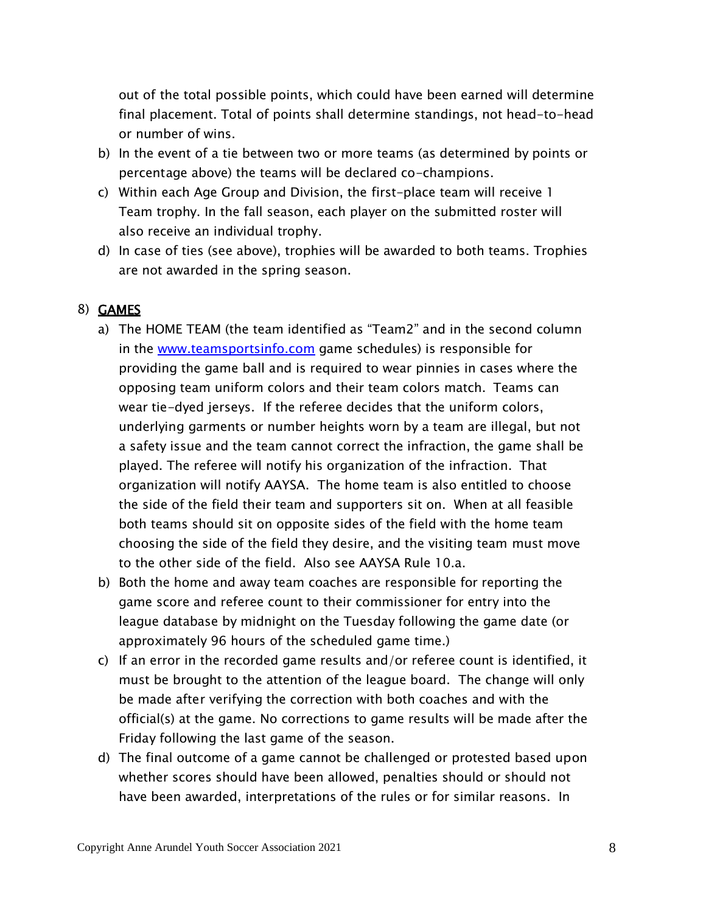out of the total possible points, which could have been earned will determine final placement. Total of points shall determine standings, not head-to-head or number of wins.

b) In the event of a tie between two or more teams (as determined by points or percentage above) the teams will be declared co-champions.

c) Within each Age Group and Division, the first-place team will receive 1 Team trophy. In the fall season, each player on the submitted roster will also receive an individual trophy.

d) In case of ties (see above), trophies will be awarded to both teams. Trophies are not awarded in the spring season.

## 8) GAMES

a) The HOME TEAM (the team identified as "Team2" and in the second column in the [www.teamsportsinfo.com](http://www.teamsportsinfo.com) game schedules) is responsible for providing the game ball and is required to wear pinnies in cases where the opposing team uniform colors and their team colors match. Teams can wear tie-dyed jerseys. If the referee decides that the uniform colors, underlying garments or number heights worn by a team are illegal, but not a safety issue and the team cannot correct the infraction, the game shall be played. The referee will notify his organization of the infraction. That organization will notify AAYSA. The home team is also entitled to choose the side of the field their team and supporters sit on. When at all feasible both teams should sit on opposite sides of the field with the home team choosing the side of the field they desire, and the visiting team must move to the other side of the field. Also see AAYSA Rule 10.a.

b) Both the home and away team coaches are responsible for reporting the game score and referee count to their commissioner for entry into the league database by midnight on the Tuesday following the game date (or approximately 96 hours of the scheduled game time.)

c) If an error in the recorded game results and/or referee count is identified, it must be brought to the attention of the league board. The change will only be made after verifying the correction with both coaches and with the official(s) at the game. No corrections to game results will be made after the Friday following the last game of the season.

d) The final outcome of a game cannot be challenged or protested based upon whether scores should have been allowed, penalties should or should not have been awarded, interpretations of the rules or for similar reasons. In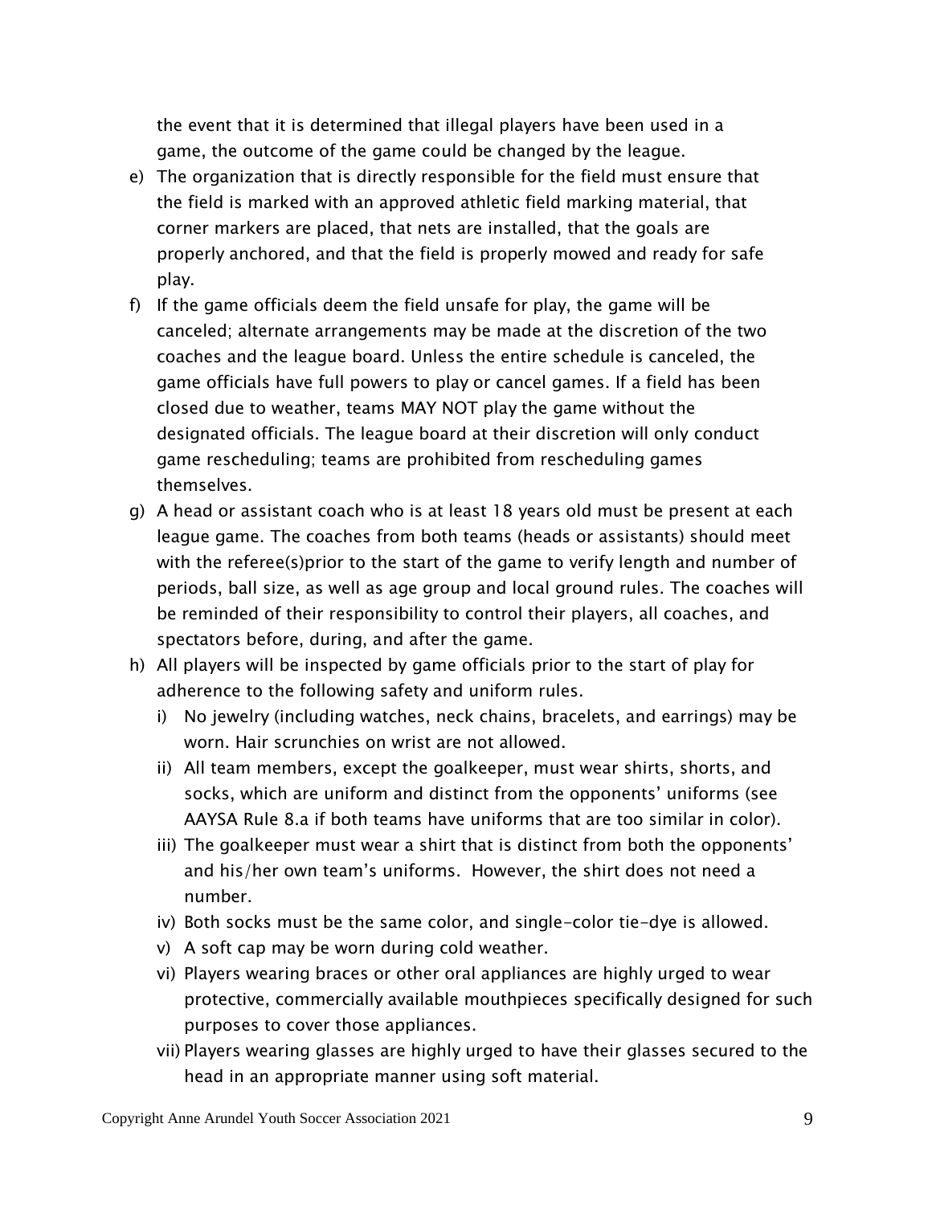the event that it is determined that illegal players have been used in a game, the outcome of the game could be changed by the league.

e) The organization that is directly responsible for the field must ensure that the field is marked with an approved athletic field marking material, that corner markers are placed, that nets are installed, that the goals are properly anchored, and that the field is properly mowed and ready for safe play.
f) If the game officials deem the field unsafe for play, the game will be canceled; alternate arrangements may be made at the discretion of the two coaches and the league board. Unless the entire schedule is canceled, the game officials have full powers to play or cancel games. If a field has been closed due to weather, teams MAY NOT play the game without the designated officials. The league board at their discretion will only conduct game rescheduling; teams are prohibited from rescheduling games themselves.
g) A head or assistant coach who is at least 18 years old must be present at each league game. The coaches from both teams (heads or assistants) should meet with the referee(s)prior to the start of the game to verify length and number of periods, ball size, as well as age group and local ground rules. The coaches will be reminded of their responsibility to control their players, all coaches, and spectators before, during, and after the game.
h) All players will be inspected by game officials prior to the start of play for adherence to the following safety and uniform rules.
   i) No jewelry (including watches, neck chains, bracelets, and earrings) may be worn. Hair scrunchies on wrist are not allowed.
   ii) All team members, except the goalkeeper, must wear shirts, shorts, and socks, which are uniform and distinct from the opponents' uniforms (see AAYSA Rule 8.a if both teams have uniforms that are too similar in color).
   iii) The goalkeeper must wear a shirt that is distinct from both the opponents' and his/her own team's uniforms. However, the shirt does not need a number.
   iv) Both socks must be the same color, and single-color tie-dye is allowed.
   v) A soft cap may be worn during cold weather.
   vi) Players wearing braces or other oral appliances are highly urged to wear protective, commercially available mouthpieces specifically designed for such purposes to cover those appliances.
   vii) Players wearing glasses are highly urged to have their glasses secured to the head in an appropriate manner using soft material.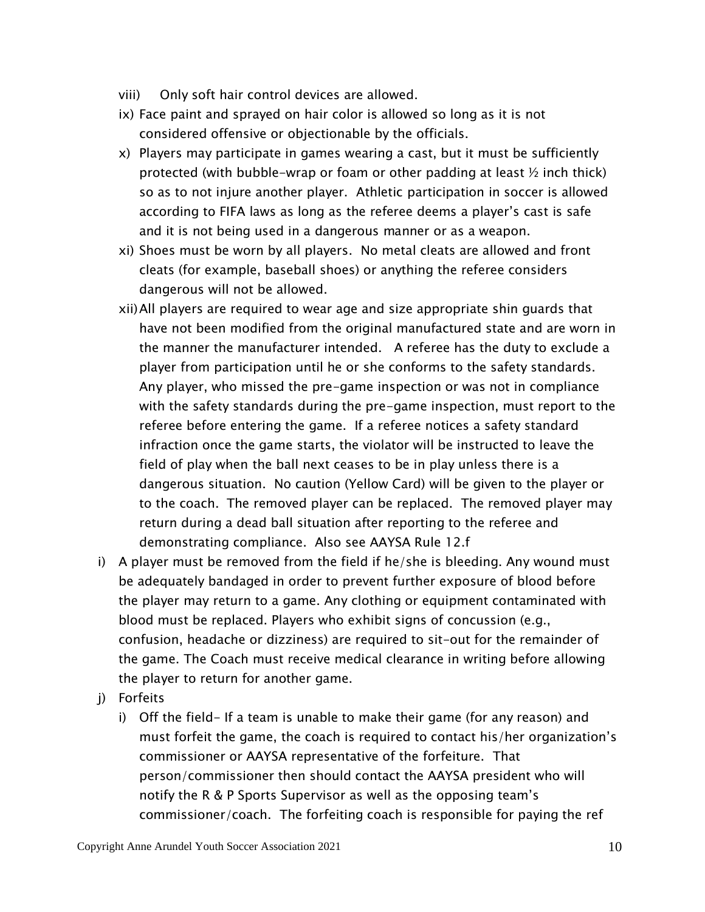viii) Only soft hair control devices are allowed.

ix) Face paint and sprayed on hair color is allowed so long as it is not considered offensive or objectionable by the officials.

x) Players may participate in games wearing a cast, but it must be sufficiently protected (with bubble-wrap or foam or other padding at least ½ inch thick) so as to not injure another player. Athletic participation in soccer is allowed according to FIFA laws as long as the referee deems a player's cast is safe and it is not being used in a dangerous manner or as a weapon.

xi) Shoes must be worn by all players. No metal cleats are allowed and front cleats (for example, baseball shoes) or anything the referee considers dangerous will not be allowed.

xii) All players are required to wear age and size appropriate shin guards that have not been modified from the original manufactured state and are worn in the manner the manufacturer intended. A referee has the duty to exclude a player from participation until he or she conforms to the safety standards. Any player, who missed the pre-game inspection or was not in compliance with the safety standards during the pre-game inspection, must report to the referee before entering the game. If a referee notices a safety standard infraction once the game starts, the violator will be instructed to leave the field of play when the ball next ceases to be in play unless there is a dangerous situation. No caution (Yellow Card) will be given to the player or to the coach. The removed player can be replaced. The removed player may return during a dead ball situation after reporting to the referee and demonstrating compliance. Also see AAYSA Rule 12.f

i) A player must be removed from the field if he/she is bleeding. Any wound must be adequately bandaged in order to prevent further exposure of blood before the player may return to a game. Any clothing or equipment contaminated with blood must be replaced. Players who exhibit signs of concussion (e.g., confusion, headache or dizziness) are required to sit-out for the remainder of the game. The Coach must receive medical clearance in writing before allowing the player to return for another game.

j) Forfeits

   i) Off the field- If a team is unable to make their game (for any reason) and must forfeit the game, the coach is required to contact his/her organization's commissioner or AAYSA representative of the forfeiture. That person/commissioner then should contact the AAYSA president who will notify the R & P Sports Supervisor as well as the opposing team's commissioner/coach. The forfeiting coach is responsible for paying the ref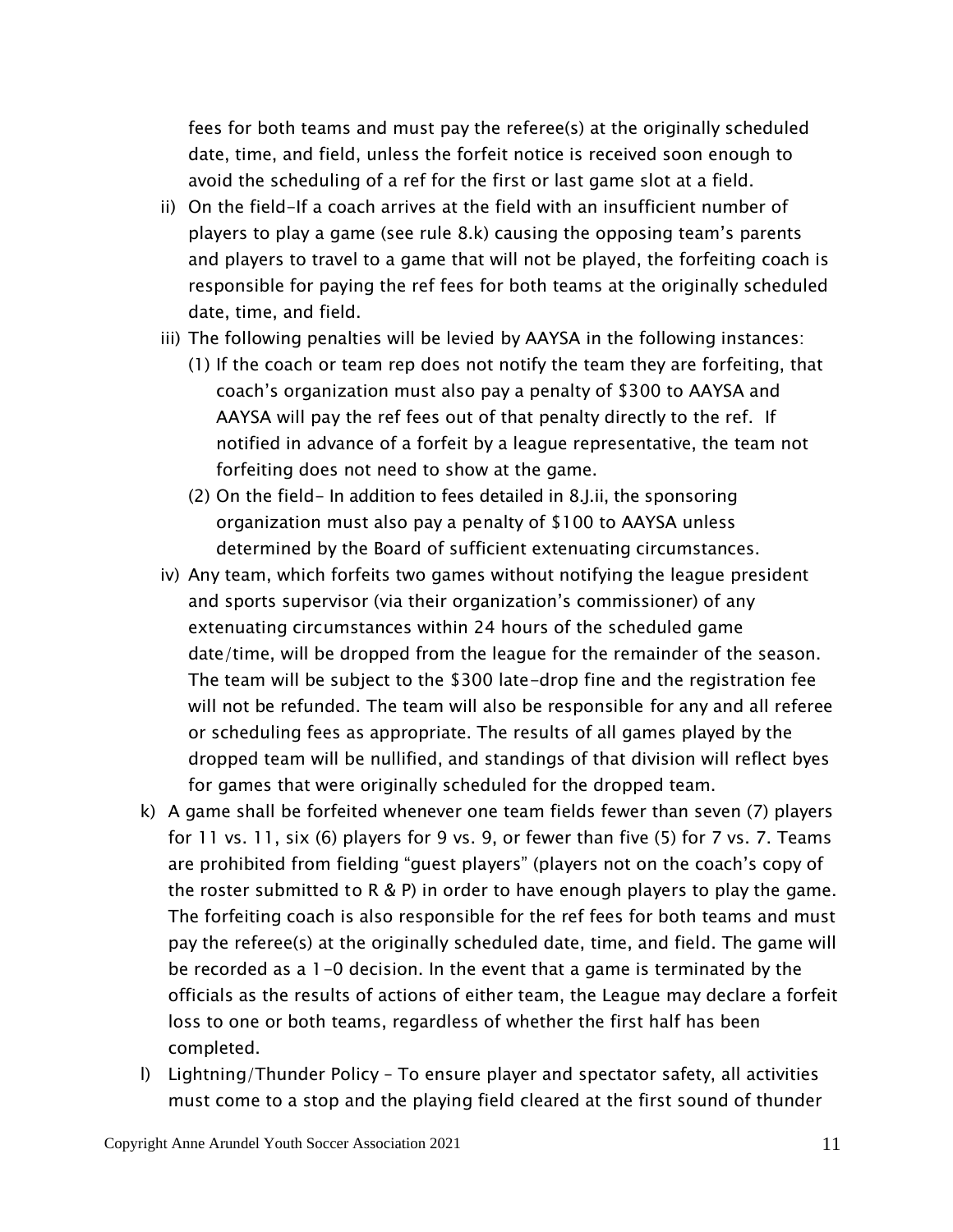fees for both teams and must pay the referee(s) at the originally scheduled date, time, and field, unless the forfeit notice is received soon enough to avoid the scheduling of a ref for the first or last game slot at a field.

ii) On the field–If a coach arrives at the field with an insufficient number of players to play a game (see rule 8.k) causing the opposing team's parents and players to travel to a game that will not be played, the forfeiting coach is responsible for paying the ref fees for both teams at the originally scheduled date, time, and field.

iii) The following penalties will be levied by AAYSA in the following instances:

  (1) If the coach or team rep does not notify the team they are forfeiting, that coach's organization must also pay a penalty of $300 to AAYSA and AAYSA will pay the ref fees out of that penalty directly to the ref. If notified in advance of a forfeit by a league representative, the team not forfeiting does not need to show at the game.

  (2) On the field– In addition to fees detailed in 8.J.ii, the sponsoring organization must also pay a penalty of $100 to AAYSA unless determined by the Board of sufficient extenuating circumstances.

iv) Any team, which forfeits two games without notifying the league president and sports supervisor (via their organization's commissioner) of any extenuating circumstances within 24 hours of the scheduled game date/time, will be dropped from the league for the remainder of the season. The team will be subject to the $300 late-drop fine and the registration fee will not be refunded. The team will also be responsible for any and all referee or scheduling fees as appropriate. The results of all games played by the dropped team will be nullified, and standings of that division will reflect byes for games that were originally scheduled for the dropped team.

k) A game shall be forfeited whenever one team fields fewer than seven (7) players for 11 vs. 11, six (6) players for 9 vs. 9, or fewer than five (5) for 7 vs. 7. Teams are prohibited from fielding "guest players" (players not on the coach's copy of the roster submitted to R & P) in order to have enough players to play the game. The forfeiting coach is also responsible for the ref fees for both teams and must pay the referee(s) at the originally scheduled date, time, and field. The game will be recorded as a 1-0 decision. In the event that a game is terminated by the officials as the results of actions of either team, the League may declare a forfeit loss to one or both teams, regardless of whether the first half has been completed.

l) Lightning/Thunder Policy – To ensure player and spectator safety, all activities must come to a stop and the playing field cleared at the first sound of thunder

Copyright Anne Arundel Youth Soccer Association 2021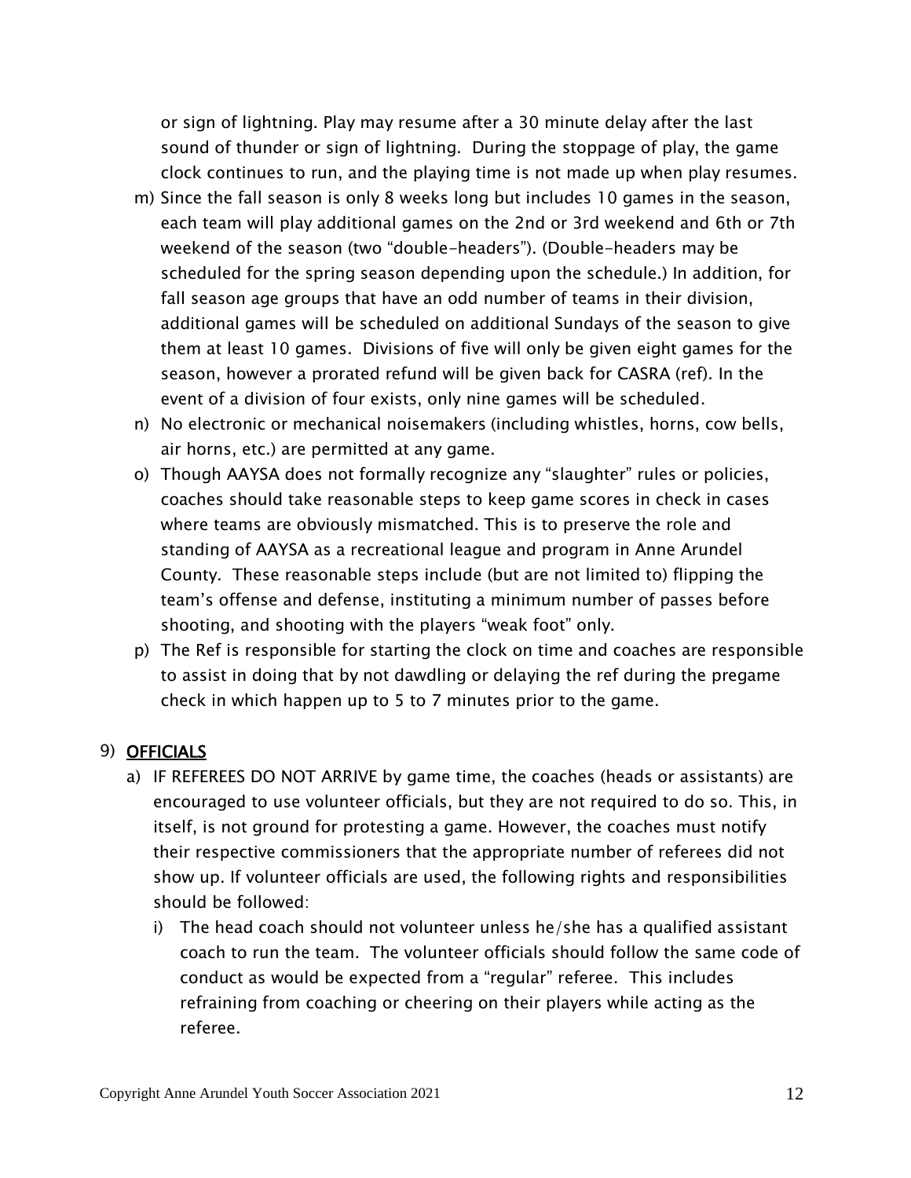or sign of lightning. Play may resume after a 30 minute delay after the last sound of thunder or sign of lightning. During the stoppage of play, the game clock continues to run, and the playing time is not made up when play resumes.

m) Since the fall season is only 8 weeks long but includes 10 games in the season, each team will play additional games on the 2nd or 3rd weekend and 6th or 7th weekend of the season (two "double-headers"). (Double-headers may be scheduled for the spring season depending upon the schedule.) In addition, for fall season age groups that have an odd number of teams in their division, additional games will be scheduled on additional Sundays of the season to give them at least 10 games. Divisions of five will only be given eight games for the season, however a prorated refund will be given back for CASRA (ref). In the event of a division of four exists, only nine games will be scheduled.

n) No electronic or mechanical noisemakers (including whistles, horns, cow bells, air horns, etc.) are permitted at any game.

o) Though AAYSA does not formally recognize any "slaughter" rules or policies, coaches should take reasonable steps to keep game scores in check in cases where teams are obviously mismatched. This is to preserve the role and standing of AAYSA as a recreational league and program in Anne Arundel County. These reasonable steps include (but are not limited to) flipping the team's offense and defense, instituting a minimum number of passes before shooting, and shooting with the players "weak foot" only.

p) The Ref is responsible for starting the clock on time and coaches are responsible to assist in doing that by not dawdling or delaying the ref during the pregame check in which happen up to 5 to 7 minutes prior to the game.

## 9) OFFICIALS

a) IF REFEREES DO NOT ARRIVE by game time, the coaches (heads or assistants) are encouraged to use volunteer officials, but they are not required to do so. This, in itself, is not ground for protesting a game. However, the coaches must notify their respective commissioners that the appropriate number of referees did not show up. If volunteer officials are used, the following rights and responsibilities should be followed:

   i) The head coach should not volunteer unless he/she has a qualified assistant coach to run the team. The volunteer officials should follow the same code of conduct as would be expected from a "regular" referee. This includes refraining from coaching or cheering on their players while acting as the referee.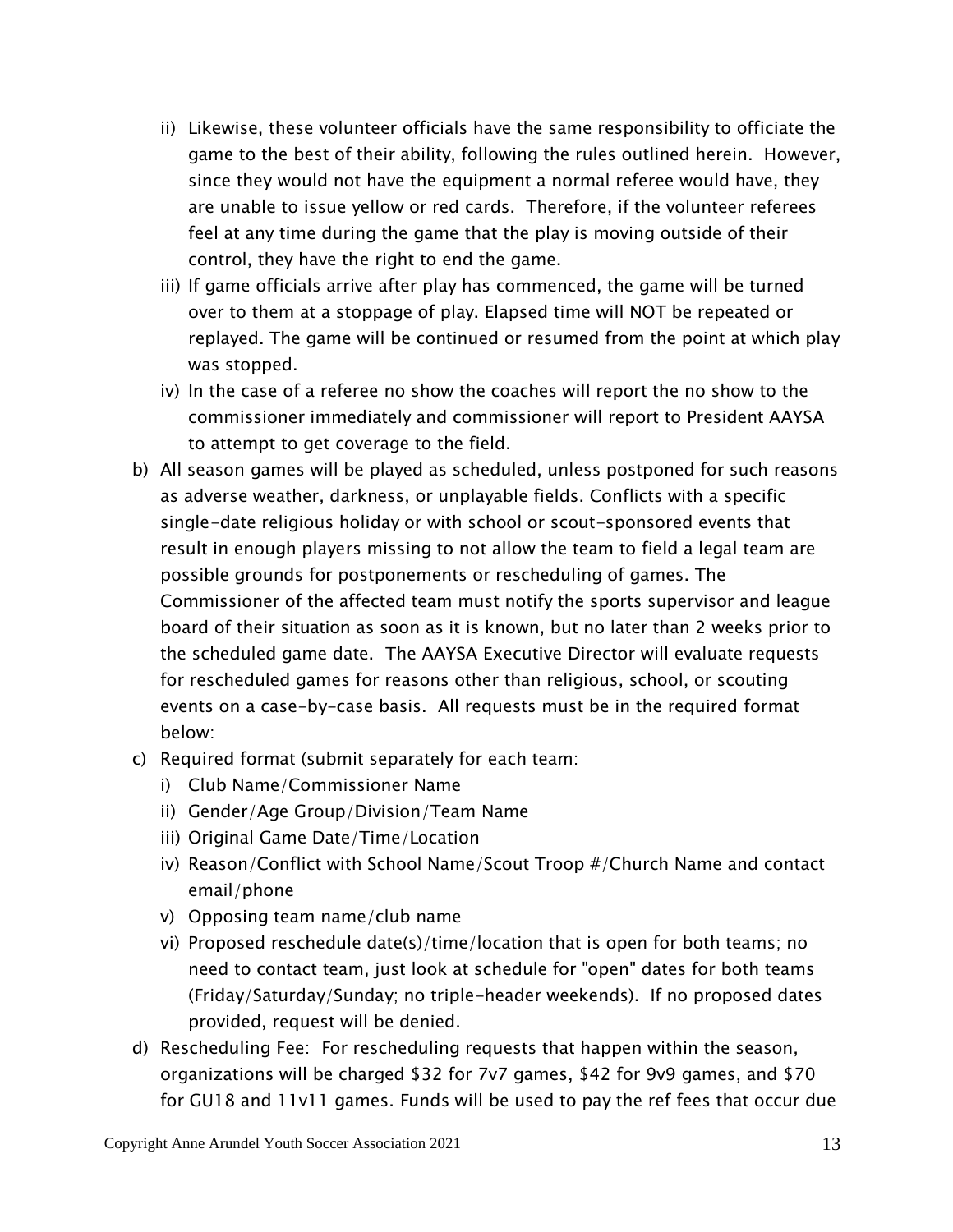- ii) Likewise, these volunteer officials have the same responsibility to officiate the game to the best of their ability, following the rules outlined herein. However, since they would not have the equipment a normal referee would have, they are unable to issue yellow or red cards. Therefore, if the volunteer referees feel at any time during the game that the play is moving outside of their control, they have the right to end the game.
   - iii) If game officials arrive after play has commenced, the game will be turned over to them at a stoppage of play. Elapsed time will NOT be repeated or replayed. The game will be continued or resumed from the point at which play was stopped.
   - iv) In the case of a referee no show the coaches will report the no show to the commissioner immediately and commissioner will report to President AAYSA to attempt to get coverage to the field.
- b) All season games will be played as scheduled, unless postponed for such reasons as adverse weather, darkness, or unplayable fields. Conflicts with a specific single-date religious holiday or with school or scout-sponsored events that result in enough players missing to not allow the team to field a legal team are possible grounds for postponements or rescheduling of games. The Commissioner of the affected team must notify the sports supervisor and league board of their situation as soon as it is known, but no later than 2 weeks prior to the scheduled game date. The AAYSA Executive Director will evaluate requests for rescheduled games for reasons other than religious, school, or scouting events on a case-by-case basis. All requests must be in the required format below:
- c) Required format (submit separately for each team:
   - i) Club Name/Commissioner Name
   - ii) Gender/Age Group/Division/Team Name
   - iii) Original Game Date/Time/Location
   - iv) Reason/Conflict with School Name/Scout Troop #/Church Name and contact email/phone
   - v) Opposing team name/club name
   - vi) Proposed reschedule date(s)/time/location that is open for both teams; no need to contact team, just look at schedule for "open" dates for both teams (Friday/Saturday/Sunday; no triple-header weekends). If no proposed dates provided, request will be denied.
- d) Rescheduling Fee: For rescheduling requests that happen within the season, organizations will be charged $32 for 7v7 games, $42 for 9v9 games, and $70 for GU18 and 11v11 games. Funds will be used to pay the ref fees that occur due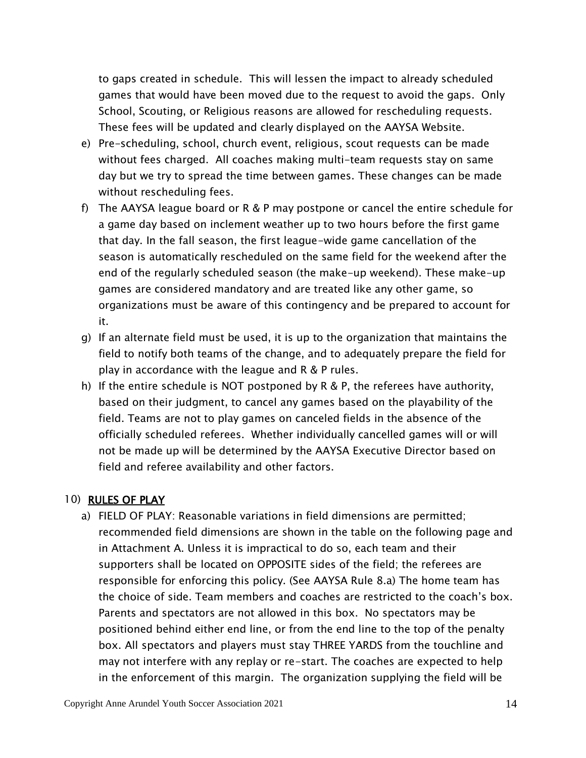to gaps created in schedule. This will lessen the impact to already scheduled games that would have been moved due to the request to avoid the gaps. Only School, Scouting, or Religious reasons are allowed for rescheduling requests. These fees will be updated and clearly displayed on the AAYSA Website.

e) Pre-scheduling, school, church event, religious, scout requests can be made without fees charged. All coaches making multi-team requests stay on same day but we try to spread the time between games. These changes can be made without rescheduling fees.

f) The AAYSA league board or R & P may postpone or cancel the entire schedule for a game day based on inclement weather up to two hours before the first game that day. In the fall season, the first league-wide game cancellation of the season is automatically rescheduled on the same field for the weekend after the end of the regularly scheduled season (the make-up weekend). These make-up games are considered mandatory and are treated like any other game, so organizations must be aware of this contingency and be prepared to account for it.

g) If an alternate field must be used, it is up to the organization that maintains the field to notify both teams of the change, and to adequately prepare the field for play in accordance with the league and R & P rules.

h) If the entire schedule is NOT postponed by R & P, the referees have authority, based on their judgment, to cancel any games based on the playability of the field. Teams are not to play games on canceled fields in the absence of the officially scheduled referees. Whether individually cancelled games will or will not be made up will be determined by the AAYSA Executive Director based on field and referee availability and other factors.

## 10) RULES OF PLAY

a) FIELD OF PLAY: Reasonable variations in field dimensions are permitted; recommended field dimensions are shown in the table on the following page and in Attachment A. Unless it is impractical to do so, each team and their supporters shall be located on OPPOSITE sides of the field; the referees are responsible for enforcing this policy. (See AAYSA Rule 8.a) The home team has the choice of side. Team members and coaches are restricted to the coach's box. Parents and spectators are not allowed in this box. No spectators may be positioned behind either end line, or from the end line to the top of the penalty box. All spectators and players must stay THREE YARDS from the touchline and may not interfere with any replay or re-start. The coaches are expected to help in the enforcement of this margin. The organization supplying the field will be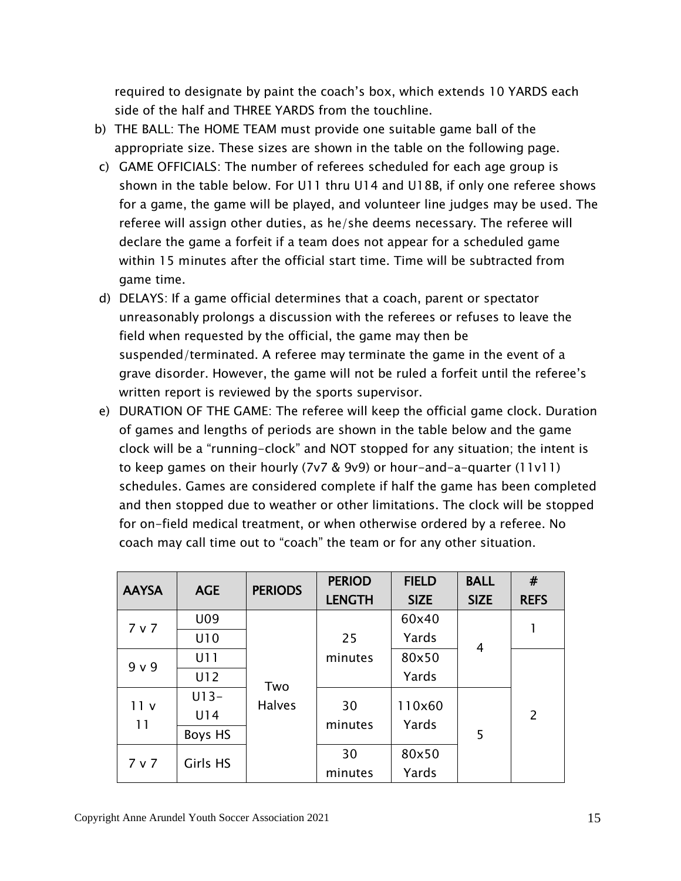required to designate by paint the coach's box, which extends 10 YARDS each side of the half and THREE YARDS from the touchline.

b) THE BALL: The HOME TEAM must provide one suitable game ball of the appropriate size. These sizes are shown in the table on the following page.

c) GAME OFFICIALS: The number of referees scheduled for each age group is shown in the table below. For U11 thru U14 and U18B, if only one referee shows for a game, the game will be played, and volunteer line judges may be used. The referee will assign other duties, as he/she deems necessary. The referee will declare the game a forfeit if a team does not appear for a scheduled game within 15 minutes after the official start time. Time will be subtracted from game time.

d) DELAYS: If a game official determines that a coach, parent or spectator unreasonably prolongs a discussion with the referees or refuses to leave the field when requested by the official, the game may then be suspended/terminated. A referee may terminate the game in the event of a grave disorder. However, the game will not be ruled a forfeit until the referee's written report is reviewed by the sports supervisor.

e) DURATION OF THE GAME: The referee will keep the official game clock. Duration of games and lengths of periods are shown in the table below and the game clock will be a "running-clock" and NOT stopped for any situation; the intent is to keep games on their hourly (7v7 & 9v9) or hour-and-a-quarter (11v11) schedules. Games are considered complete if half the game has been completed and then stopped due to weather or other limitations. The clock will be stopped for on-field medical treatment, or when otherwise ordered by a referee. No coach may call time out to "coach" the team or for any other situation.

| AAYSA | AGE | PERIODS | PERIOD LENGTH | FIELD SIZE | BALL SIZE | # REFS |
|---|---|---|---|---|---|---|
| 7 v 7 | U09 | Two Halves | 25 minutes | 60x40 Yards | 4 | 1 |
| | U10 | | | | | |
| 9 v 9 | U11 | | | 80x50 Yards | | 2 |
| | U12 | | | | | |
| 11 v 11 | U13-U14 | | 30 minutes | 110x60 Yards | 5 | |
| | Boys HS | | | | | |
| 7 v 7 | Girls HS | | 30 minutes | 80x50 Yards | | |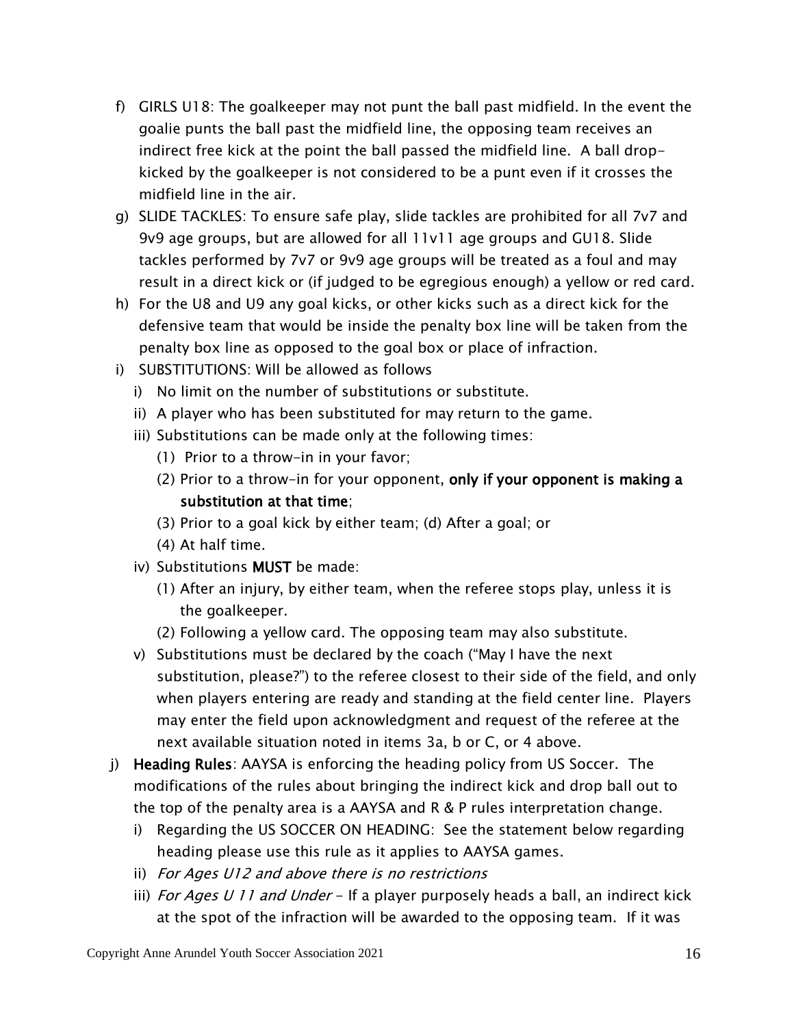f) GIRLS U18: The goalkeeper may not punt the ball past midfield. In the event the goalie punts the ball past the midfield line, the opposing team receives an indirect free kick at the point the ball passed the midfield line. A ball drop-kicked by the goalkeeper is not considered to be a punt even if it crosses the midfield line in the air.

g) SLIDE TACKLES: To ensure safe play, slide tackles are prohibited for all 7v7 and 9v9 age groups, but are allowed for all 11v11 age groups and GU18. Slide tackles performed by 7v7 or 9v9 age groups will be treated as a foul and may result in a direct kick or (if judged to be egregious enough) a yellow or red card.

h) For the U8 and U9 any goal kicks, or other kicks such as a direct kick for the defensive team that would be inside the penalty box line will be taken from the penalty box line as opposed to the goal box or place of infraction.

i) SUBSTITUTIONS: Will be allowed as follows
   - i) No limit on the number of substitutions or substitute.
   - ii) A player who has been substituted for may return to the game.
   - iii) Substitutions can be made only at the following times:
     - (1) Prior to a throw-in in your favor;
     - (2) Prior to a throw-in for your opponent, **only if your opponent is making a substitution at that time**;
     - (3) Prior to a goal kick by either team; (d) After a goal; or
     - (4) At half time.
   - iv) Substitutions **MUST** be made:
     - (1) After an injury, by either team, when the referee stops play, unless it is the goalkeeper.
     - (2) Following a yellow card. The opposing team may also substitute.
   - v) Substitutions must be declared by the coach ("May I have the next substitution, please?") to the referee closest to their side of the field, and only when players entering are ready and standing at the field center line. Players may enter the field upon acknowledgment and request of the referee at the next available situation noted in items 3a, b or C, or 4 above.

j) **Heading Rules**: AAYSA is enforcing the heading policy from US Soccer. The modifications of the rules about bringing the indirect kick and drop ball out to the top of the penalty area is a AAYSA and R & P rules interpretation change.
   - i) Regarding the US SOCCER ON HEADING: See the statement below regarding heading please use this rule as it applies to AAYSA games.
   - ii) *For Ages U12 and above there is no restrictions*
   - iii) *For Ages U 11 and Under* - If a player purposely heads a ball, an indirect kick at the spot of the infraction will be awarded to the opposing team. If it was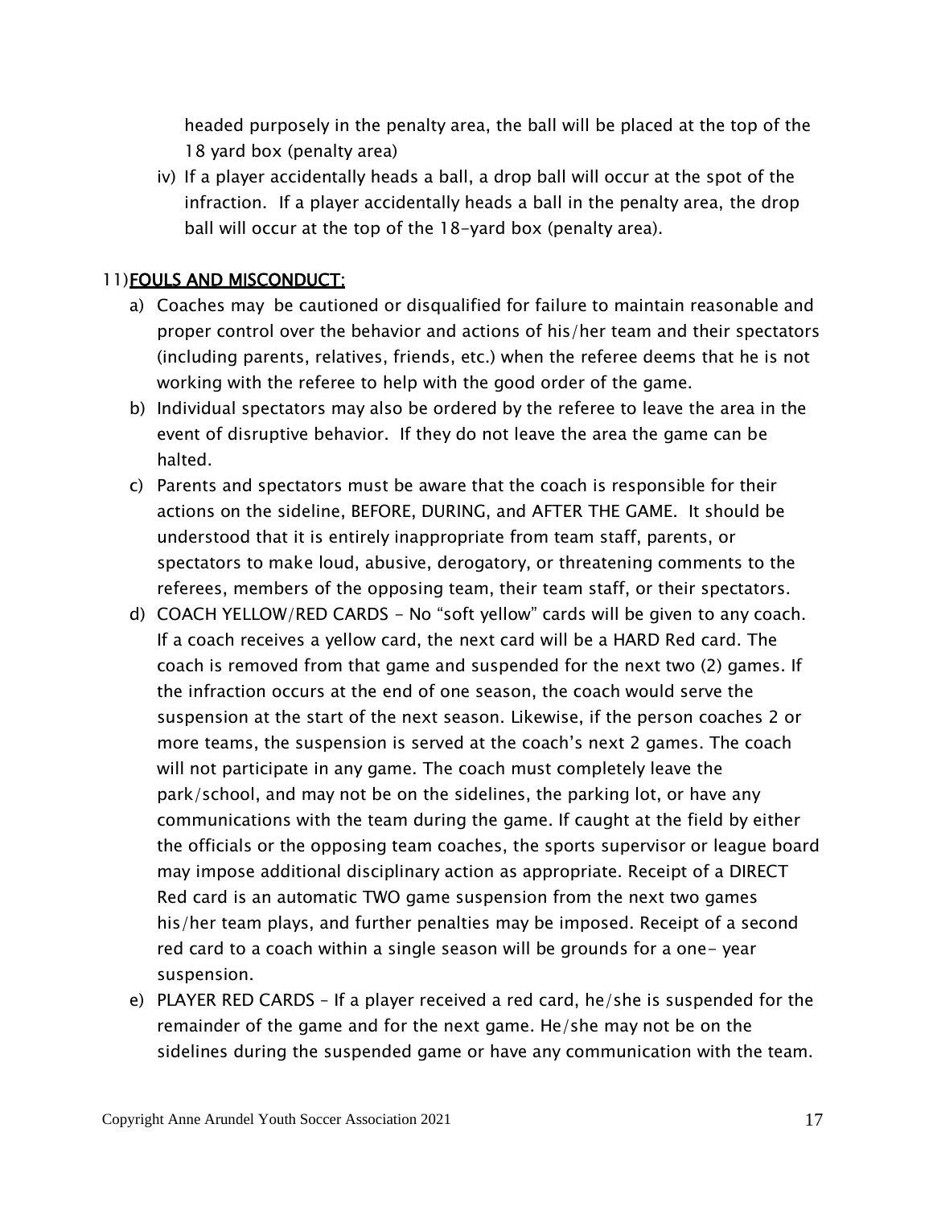headed purposely in the penalty area, the ball will be placed at the top of the 18 yard box (penalty area)

iv) If a player accidentally heads a ball, a drop ball will occur at the spot of the infraction. If a player accidentally heads a ball in the penalty area, the drop ball will occur at the top of the 18-yard box (penalty area).

11) **FOULS AND MISCONDUCT:**

a) Coaches may be cautioned or disqualified for failure to maintain reasonable and proper control over the behavior and actions of his/her team and their spectators (including parents, relatives, friends, etc.) when the referee deems that he is not working with the referee to help with the good order of the game.

b) Individual spectators may also be ordered by the referee to leave the area in the event of disruptive behavior. If they do not leave the area the game can be halted.

c) Parents and spectators must be aware that the coach is responsible for their actions on the sideline, BEFORE, DURING, and AFTER THE GAME. It should be understood that it is entirely inappropriate from team staff, parents, or spectators to make loud, abusive, derogatory, or threatening comments to the referees, members of the opposing team, their team staff, or their spectators.

d) COACH YELLOW/RED CARDS - No "soft yellow" cards will be given to any coach. If a coach receives a yellow card, the next card will be a HARD Red card. The coach is removed from that game and suspended for the next two (2) games. If the infraction occurs at the end of one season, the coach would serve the suspension at the start of the next season. Likewise, if the person coaches 2 or more teams, the suspension is served at the coach's next 2 games. The coach will not participate in any game. The coach must completely leave the park/school, and may not be on the sidelines, the parking lot, or have any communications with the team during the game. If caught at the field by either the officials or the opposing team coaches, the sports supervisor or league board may impose additional disciplinary action as appropriate. Receipt of a DIRECT Red card is an automatic TWO game suspension from the next two games his/her team plays, and further penalties may be imposed. Receipt of a second red card to a coach within a single season will be grounds for a one- year suspension.

e) PLAYER RED CARDS – If a player received a red card, he/she is suspended for the remainder of the game and for the next game. He/she may not be on the sidelines during the suspended game or have any communication with the team.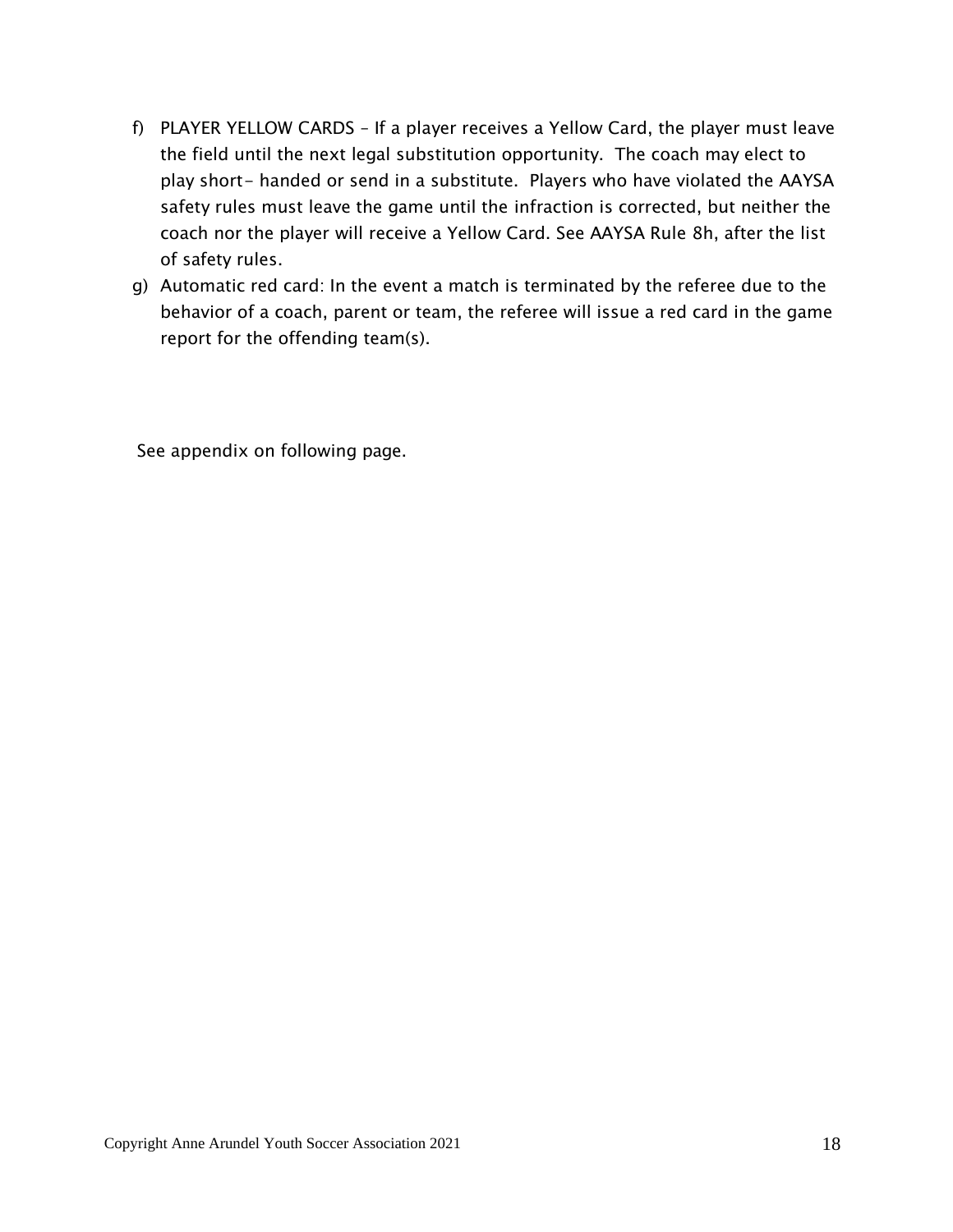f) PLAYER YELLOW CARDS – If a player receives a Yellow Card, the player must leave the field until the next legal substitution opportunity. The coach may elect to play short- handed or send in a substitute. Players who have violated the AAYSA safety rules must leave the game until the infraction is corrected, but neither the coach nor the player will receive a Yellow Card. See AAYSA Rule 8h, after the list of safety rules.

g) Automatic red card: In the event a match is terminated by the referee due to the behavior of a coach, parent or team, the referee will issue a red card in the game report for the offending team(s).

See appendix on following page.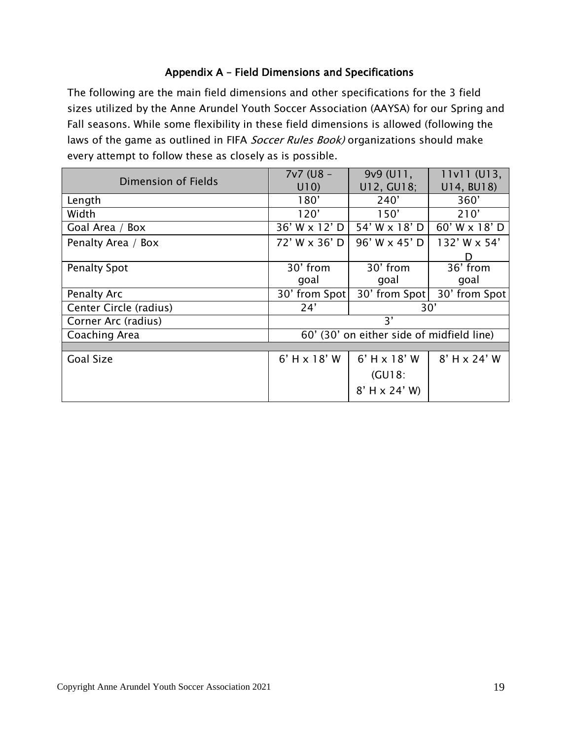### Appendix A – Field Dimensions and Specifications

The following are the main field dimensions and other specifications for the 3 field sizes utilized by the Anne Arundel Youth Soccer Association (AAYSA) for our Spring and Fall seasons. While some flexibility in these field dimensions is allowed (following the laws of the game as outlined in FIFA *Soccer Rules Book)* organizations should make every attempt to follow these as closely as is possible.

| Dimension of Fields | 7v7 (U8 – U10) | 9v9 (U11, U12, GU18; | 11v11 (U13, U14, BU18) |
|---|---|---|---|
| Length | 180' | 240' | 360' |
| Width | 120' | 150' | 210' |
| Goal Area / Box | 36' W x 12' D | 54' W x 18' D | 60' W x 18' D |
| Penalty Area / Box | 72' W x 36' D | 96' W x 45' D | 132' W x 54' D |
| Penalty Spot | 30' from goal | 30' from goal | 36' from goal |
| Penalty Arc | 30' from Spot | 30' from Spot | 30' from Spot |
| Center Circle (radius) | 24' | 30' | |
| Corner Arc (radius) | 3' | | |
| Coaching Area | 60' (30' on either side of midfield line) | | |
| | | | |
| Goal Size | 6' H x 18' W | 6' H x 18' W (GU18: 8' H x 24' W) | 8' H x 24' W |